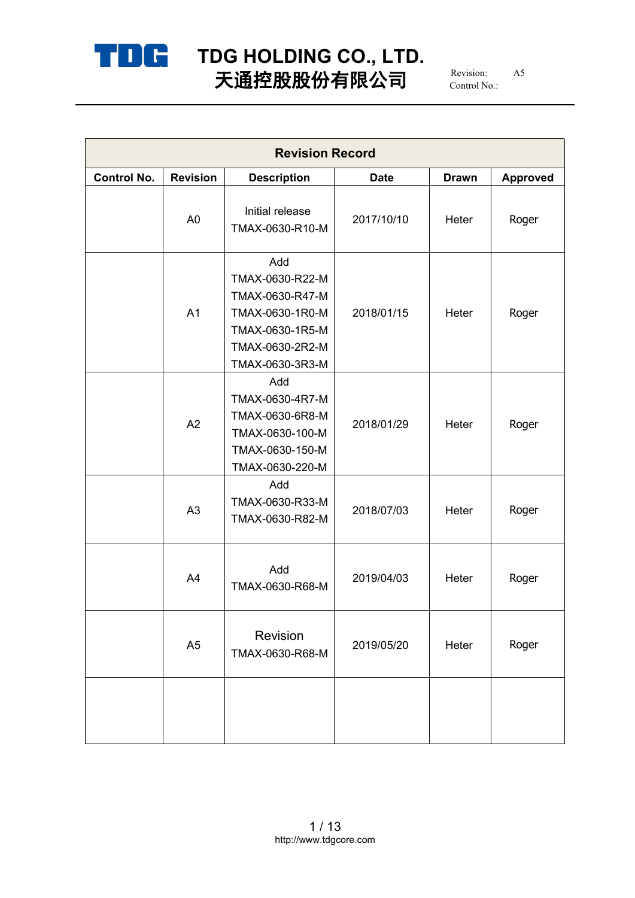# TDG HOLDING CO., LTD.
# 天通控股股份有限公司

Revision: A5
Control No.:

| Revision Record | | | | | |
|---|---|---|---|---|---|
| **Control No.** | **Revision** | **Description** | **Date** | **Drawn** | **Approved** |
| | A0 | Initial release TMAX-0630-R10-M | 2017/10/10 | Heter | Roger |
| | A1 | Add TMAX-0630-R22-M TMAX-0630-R47-M TMAX-0630-1R0-M TMAX-0630-1R5-M TMAX-0630-2R2-M TMAX-0630-3R3-M | 2018/01/15 | Heter | Roger |
| | A2 | Add TMAX-0630-4R7-M TMAX-0630-6R8-M TMAX-0630-100-M TMAX-0630-150-M TMAX-0630-220-M | 2018/01/29 | Heter | Roger |
| | A3 | Add TMAX-0630-R33-M TMAX-0630-R82-M | 2018/07/03 | Heter | Roger |
| | A4 | Add TMAX-0630-R68-M | 2019/04/03 | Heter | Roger |
| | A5 | Revision TMAX-0630-R68-M | 2019/05/20 | Heter | Roger |
| | | | | | |

http://www.tdgcore.com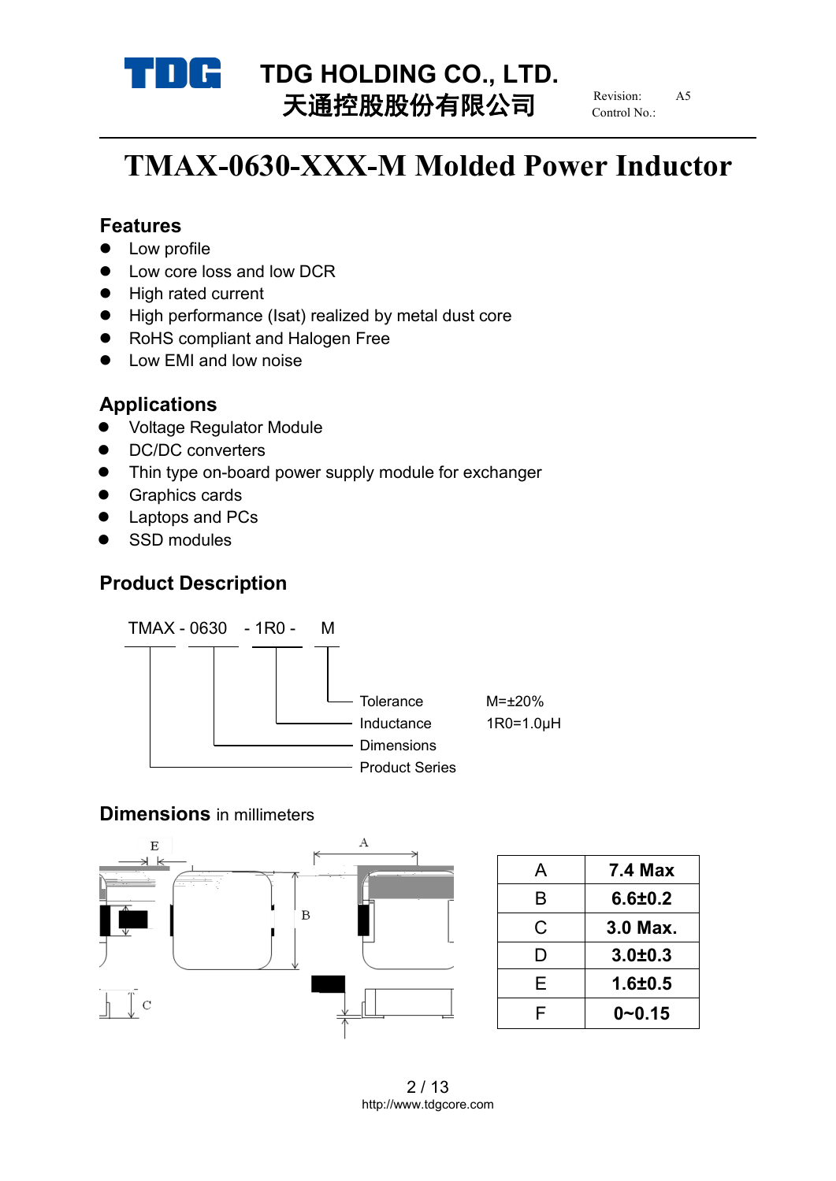# TMAX-0630-XXX-M Molded Power Inductor

## Features

- Low profile
- Low core loss and low DCR
- High rated current
- High performance (Isat) realized by metal dust core
- RoHS compliant and Halogen Free
- Low EMI and low noise

## Applications

- Voltage Regulator Module
- DC/DC converters
- Thin type on-board power supply module for exchanger
- Graphics cards
- Laptops and PCs
- SSD modules

## Product Description

TMAX - 0630 - 1R0 - M

| Code | Meaning | Example |
|---|---|---|
| M | Tolerance | M=±20% |
| 1R0 | Inductance | 1R0=1.0μH |
| 0630 | Dimensions | |
| TMAX | Product Series | |

## Dimensions in millimeters

| A | 7.4 Max |
|---|---|
| B | 6.6±0.2 |
| C | 3.0 Max. |
| D | 3.0±0.3 |
| E | 1.6±0.5 |
| F | 0~0.15 |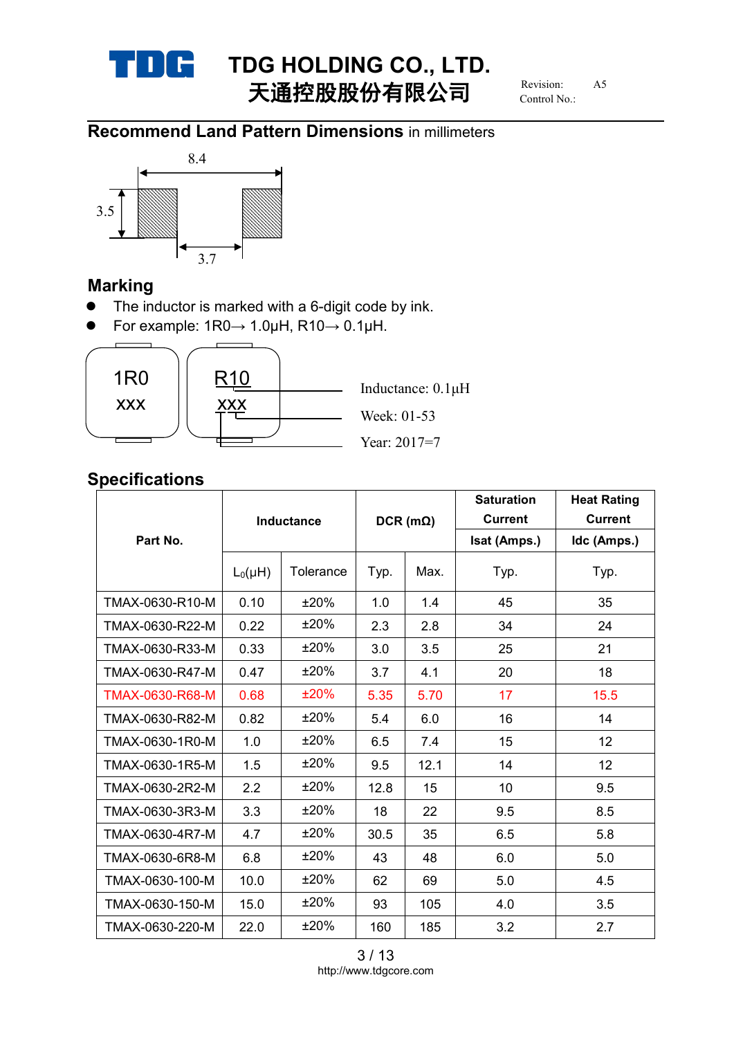## Recommend Land Pattern Dimensions in millimeters

8.4

3.5

3.7

## Marking

- The inductor is marked with a 6-digit code by ink.
- For example: 1R0→ 1.0μH, R10→ 0.1μH.

1R0
XXX

R10
XXX

Inductance: 0.1μH
Week: 01-53
Year: 2017=7

## Specifications

| Part No. | Inductance | | DCR (mΩ) | | Saturation Current Isat (Amps.) | Heat Rating Current Idc (Amps.) |
|---|---|---|---|---|---|---|
| | $L_0$(μH) | Tolerance | Typ. | Max. | Typ. | Typ. |
| TMAX-0630-R10-M | 0.10 | ±20% | 1.0 | 1.4 | 45 | 35 |
| TMAX-0630-R22-M | 0.22 | ±20% | 2.3 | 2.8 | 34 | 24 |
| TMAX-0630-R33-M | 0.33 | ±20% | 3.0 | 3.5 | 25 | 21 |
| TMAX-0630-R47-M | 0.47 | ±20% | 3.7 | 4.1 | 20 | 18 |
| TMAX-0630-R68-M | 0.68 | ±20% | 5.35 | 5.70 | 17 | 15.5 |
| TMAX-0630-R82-M | 0.82 | ±20% | 5.4 | 6.0 | 16 | 14 |
| TMAX-0630-1R0-M | 1.0 | ±20% | 6.5 | 7.4 | 15 | 12 |
| TMAX-0630-1R5-M | 1.5 | ±20% | 9.5 | 12.1 | 14 | 12 |
| TMAX-0630-2R2-M | 2.2 | ±20% | 12.8 | 15 | 10 | 9.5 |
| TMAX-0630-3R3-M | 3.3 | ±20% | 18 | 22 | 9.5 | 8.5 |
| TMAX-0630-4R7-M | 4.7 | ±20% | 30.5 | 35 | 6.5 | 5.8 |
| TMAX-0630-6R8-M | 6.8 | ±20% | 43 | 48 | 6.0 | 5.0 |
| TMAX-0630-100-M | 10.0 | ±20% | 62 | 69 | 5.0 | 4.5 |
| TMAX-0630-150-M | 15.0 | ±20% | 93 | 105 | 4.0 | 3.5 |
| TMAX-0630-220-M | 22.0 | ±20% | 160 | 185 | 3.2 | 2.7 |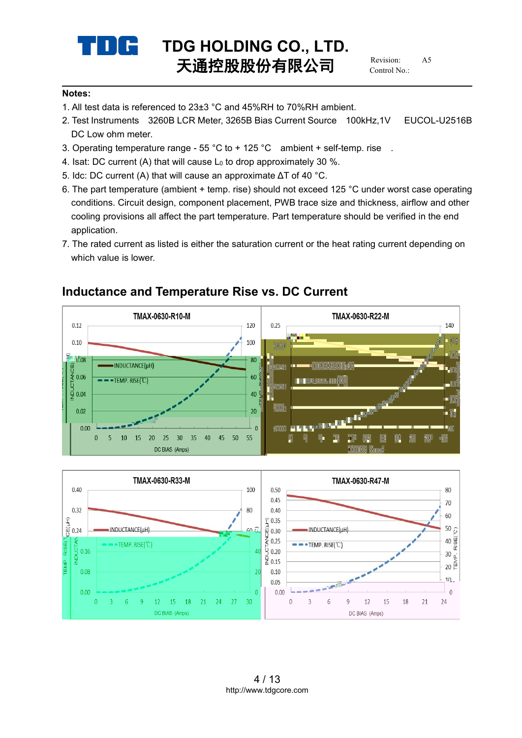## Notes:

1. All test data is referenced to 23±3 °C and 45%RH to 70%RH ambient.
2. Test Instruments 3260B LCR Meter, 3265B Bias Current Source 100kHz,1V EUCOL-U2516B DC Low ohm meter.
3. Operating temperature range - 55 °C to + 125 °C ambient + self-temp. rise .
4. Isat: DC current (A) that will cause $L_0$ to drop approximately 30 %.
5. Idc: DC current (A) that will cause an approximate ΔT of 40 °C.
6. The part temperature (ambient + temp. rise) should not exceed 125 °C under worst case operating conditions. Circuit design, component placement, PWB trace size and thickness, airflow and other cooling provisions all affect the part temperature. Part temperature should be verified in the end application.
7. The rated current as listed is either the saturation current or the heat rating current depending on which value is lower.

## Inductance and Temperature Rise vs. DC Current

TMAX-0630-R10-M

TMAX-0630-R22-M

TMAX-0630-R33-M

TMAX-0630-R47-M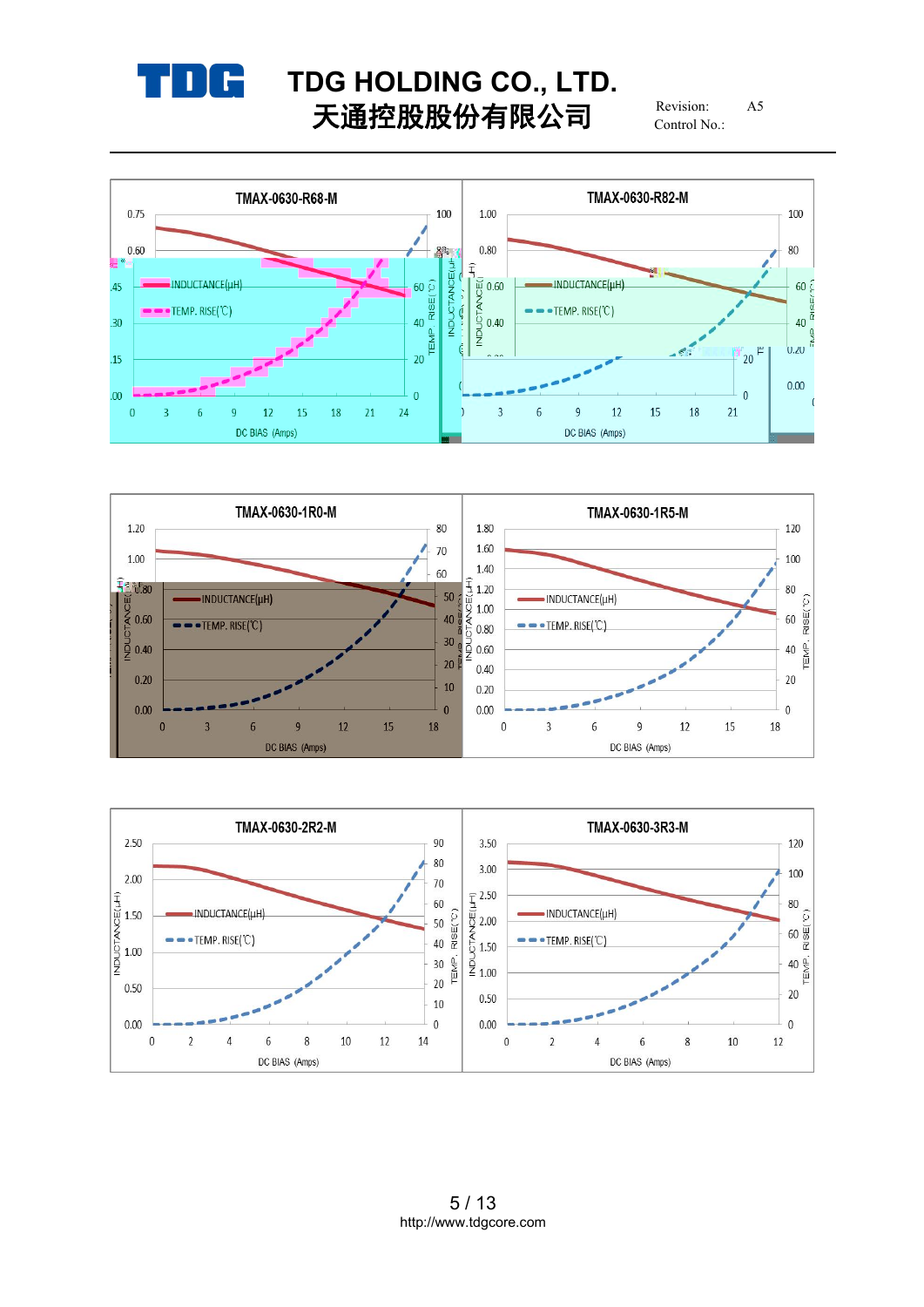TMAX-0630-R68-M

INDUCTANCE(μH)

TEMP. RISE(℃)

DC BIAS (Amps)

TMAX-0630-R82-M

INDUCTANCE(μH)

TEMP. RISE(℃)

DC BIAS (Amps)

TMAX-0630-1R0-M

INDUCTANCE(μH)

TEMP. RISE(℃)

DC BIAS (Amps)

TMAX-0630-1R5-M

INDUCTANCE(μH)

TEMP. RISE(℃)

DC BIAS (Amps)

TMAX-0630-2R2-M

INDUCTANCE(μH)

TEMP. RISE(℃)

DC BIAS (Amps)

TMAX-0630-3R3-M

INDUCTANCE(μH)

TEMP. RISE(℃)

DC BIAS (Amps)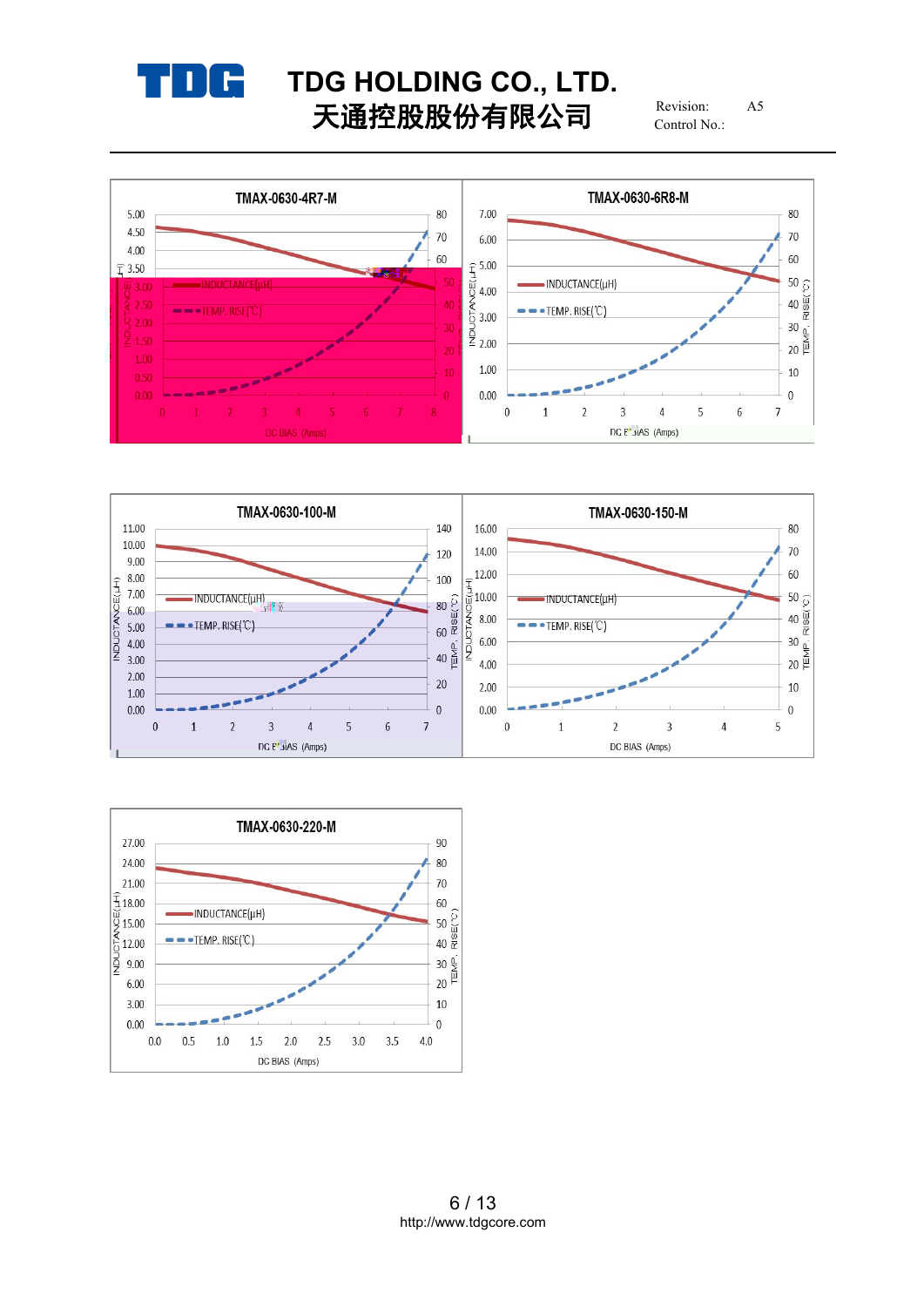TMAX-0630-4R7-M

INDUCTANCE(μH)

TEMP. RISE(℃)

DC BIAS (Amps)

TMAX-0630-6R8-M

INDUCTANCE(μH)

TEMP. RISE(℃)

DC BIAS (Amps)

TMAX-0630-100-M

INDUCTANCE(μH)

TEMP. RISE(℃)

DC BIAS (Amps)

TMAX-0630-150-M

INDUCTANCE(μH)

TEMP. RISE(℃)

DC BIAS (Amps)

TMAX-0630-220-M

INDUCTANCE(μH)

TEMP. RISE(℃)

DC BIAS (Amps)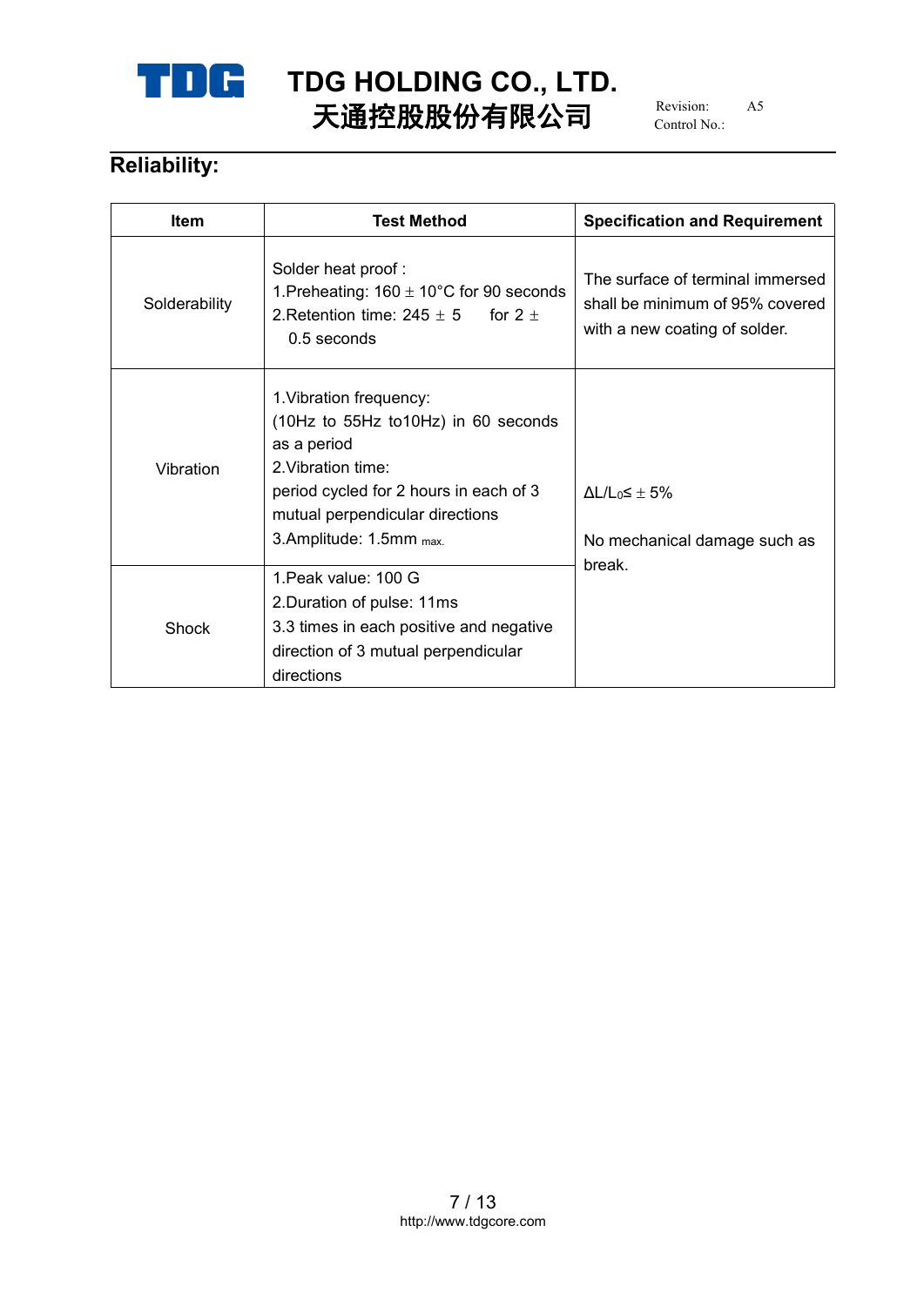## Reliability:

| Item | Test Method | Specification and Requirement |
|---|---|---|
| Solderability | Solder heat proof :<br>1.Preheating: 160 ± 10°C for 90 seconds<br>2.Retention time: 245 ± 5 for 2 ± 0.5 seconds | The surface of terminal immersed shall be minimum of 95% covered with a new coating of solder. |
| Vibration | 1.Vibration frequency:<br>(10Hz to 55Hz to10Hz) in 60 seconds as a period<br>2.Vibration time:<br>period cycled for 2 hours in each of 3 mutual perpendicular directions<br>3.Amplitude: 1.5mm max. | $\Delta L/L_0 \leq \pm 5\%$<br><br>No mechanical damage such as break. |
| Shock | 1.Peak value: 100 G<br>2.Duration of pulse: 11ms<br>3.3 times in each positive and negative direction of 3 mutual perpendicular directions | |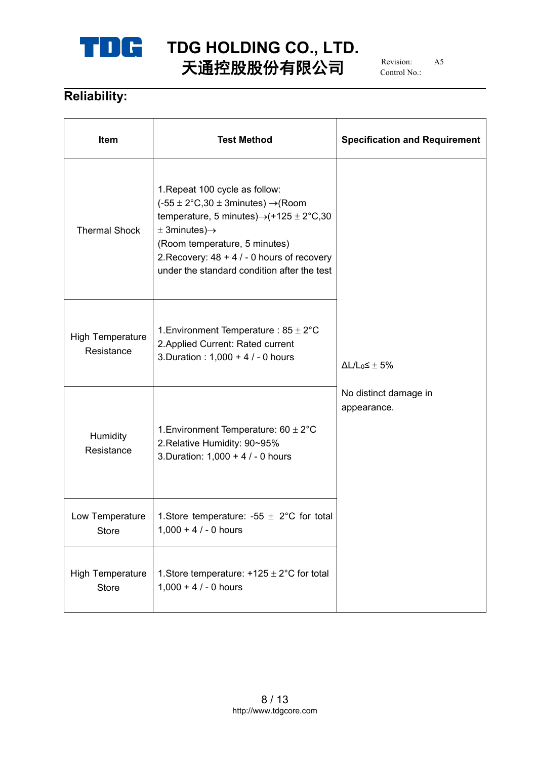## Reliability:

| Item | Test Method | Specification and Requirement |
|---|---|---|
| Thermal Shock | 1.Repeat 100 cycle as follow: (-55 ± 2°C,30 ± 3minutes) →(Room temperature, 5 minutes)→(+125 ± 2°C,30 ± 3minutes)→ (Room temperature, 5 minutes)<br>2.Recovery: 48 + 4 / - 0 hours of recovery under the standard condition after the test | $\Delta L/L_0 \leq \pm 5\%$<br><br>No distinct damage in appearance. |
| High Temperature Resistance | 1.Environment Temperature : 85 ± 2°C<br>2.Applied Current: Rated current<br>3.Duration : 1,000 + 4 / - 0 hours | |
| Humidity Resistance | 1.Environment Temperature: 60 ± 2°C<br>2.Relative Humidity: 90~95%<br>3.Duration: 1,000 + 4 / - 0 hours | |
| Low Temperature Store | 1.Store temperature: -55 ± 2°C for total 1,000 + 4 / - 0 hours | |
| High Temperature Store | 1.Store temperature: +125 ± 2°C for total 1,000 + 4 / - 0 hours | |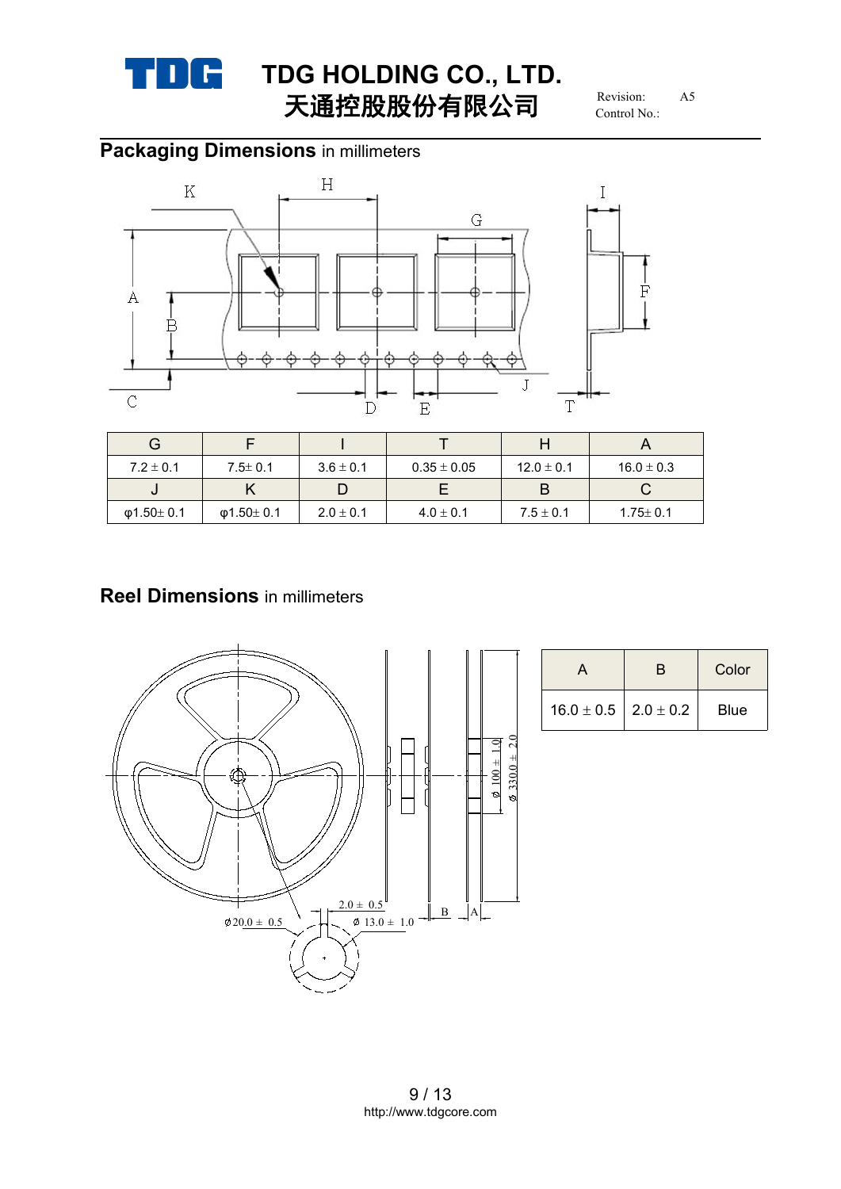## Packaging Dimensions in millimeters

| G | F | I | T | H | A |
|---|---|---|---|---|---|
| 7.2 ± 0.1 | 7.5± 0.1 | 3.6 ± 0.1 | 0.35 ± 0.05 | 12.0 ± 0.1 | 16.0 ± 0.3 |
| J | K | D | E | B | C |
| φ1.50± 0.1 | φ1.50± 0.1 | 2.0 ± 0.1 | 4.0 ± 0.1 | 7.5 ± 0.1 | 1.75± 0.1 |

## Reel Dimensions in millimeters

| A | B | Color |
|---|---|---|
| 16.0 ± 0.5 | 2.0 ± 0.2 | Blue |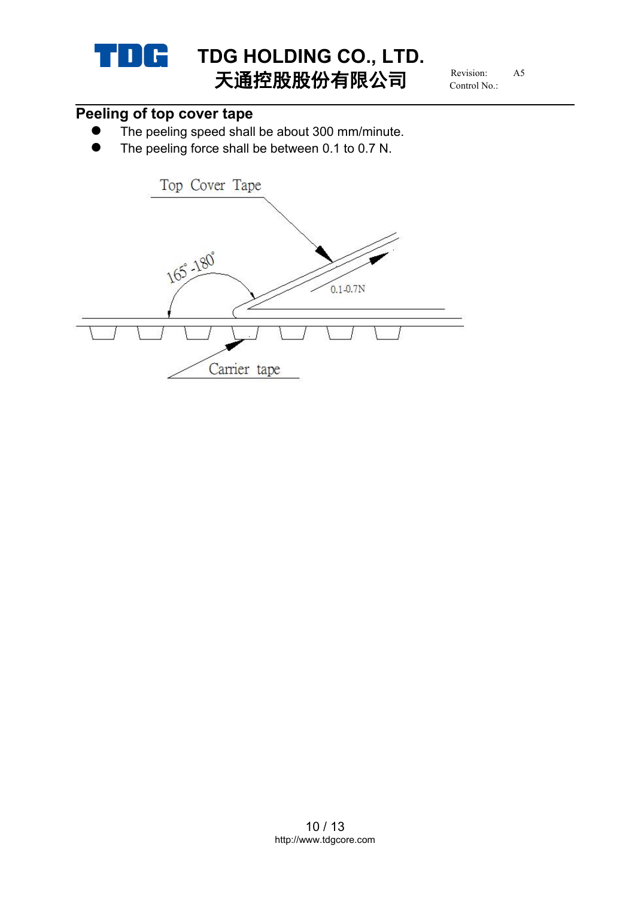## Peeling of top cover tape

- The peeling speed shall be about 300 mm/minute.
- The peeling force shall be between 0.1 to 0.7 N.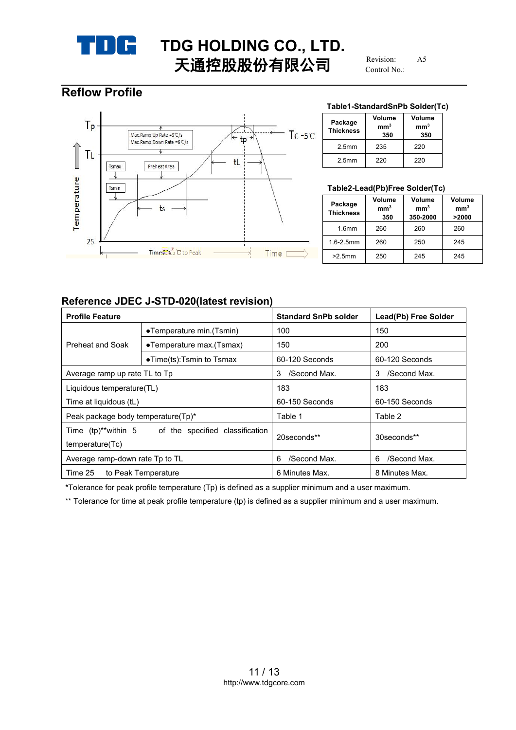## Reflow Profile

**Table1-StandardSnPb Solder(Tc)**

| Package Thickness | Volume mm³ 350 | Volume mm³ 350 |
|---|---|---|
| 2.5mm | 235 | 220 |
| 2.5mm | 220 | 220 |

**Table2-Lead(Pb)Free Solder(Tc)**

| Package Thickness | Volume mm³ 350 | Volume mm³ 350-2000 | Volume mm³ >2000 |
|---|---|---|---|
| 1.6mm | 260 | 260 | 260 |
| 1.6-2.5mm | 260 | 250 | 245 |
| >2.5mm | 250 | 245 | 245 |

## Reference JDEC J-STD-020(latest revision)

| Profile Feature | | Standard SnPb solder | Lead(Pb) Free Solder |
|---|---|---|---|
| Preheat and Soak | ●Temperature min.(Tsmin) | 100 | 150 |
| | ●Temperature max.(Tsmax) | 150 | 200 |
| | ●Time(ts):Tsmin to Tsmax | 60-120 Seconds | 60-120 Seconds |
| Average ramp up rate TL to Tp | | 3 /Second Max. | 3 /Second Max. |
| Liquidous temperature(TL)<br>Time at liquidous (tL) | | 183<br>60-150 Seconds | 183<br>60-150 Seconds |
| Peak package body temperature(Tp)* | | Table 1 | Table 2 |
| Time (tp)**within 5 of the specified classification temperature(Tc) | | 20seconds** | 30seconds** |
| Average ramp-down rate Tp to TL | | 6 /Second Max. | 6 /Second Max. |
| Time 25 to Peak Temperature | | 6 Minutes Max. | 8 Minutes Max. |

*Tolerance for peak profile temperature (Tp) is defined as a supplier minimum and a user maximum.

** Tolerance for time at peak profile temperature (tp) is defined as a supplier minimum and a user maximum.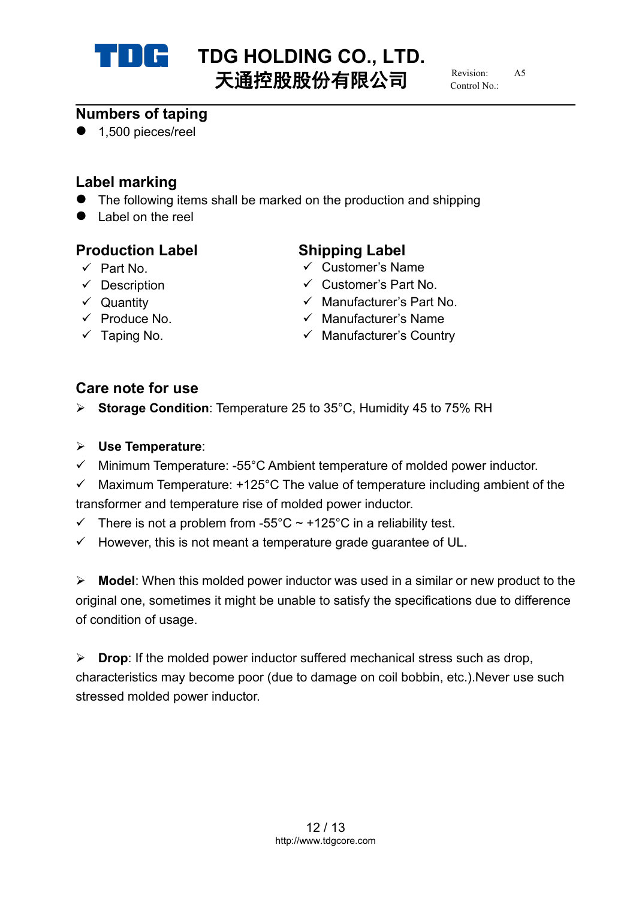## Numbers of taping

- 1,500 pieces/reel

## Label marking

- The following items shall be marked on the production and shipping
- Label on the reel

### Production Label

- ✓ Part No.
- ✓ Description
- ✓ Quantity
- ✓ Produce No.
- ✓ Taping No.

### Shipping Label

- ✓ Customer's Name
- ✓ Customer's Part No.
- ✓ Manufacturer's Part No.
- ✓ Manufacturer's Name
- ✓ Manufacturer's Country

## Care note for use

➢ **Storage Condition**: Temperature 25 to 35°C, Humidity 45 to 75% RH

➢ **Use Temperature**:

✓ Minimum Temperature: -55°C Ambient temperature of molded power inductor.

✓ Maximum Temperature: +125°C The value of temperature including ambient of the transformer and temperature rise of molded power inductor.

✓ There is not a problem from -55°C ~ +125°C in a reliability test.

✓ However, this is not meant a temperature grade guarantee of UL.

➢ **Model**: When this molded power inductor was used in a similar or new product to the original one, sometimes it might be unable to satisfy the specifications due to difference of condition of usage.

➢ **Drop**: If the molded power inductor suffered mechanical stress such as drop, characteristics may become poor (due to damage on coil bobbin, etc.).Never use such stressed molded power inductor.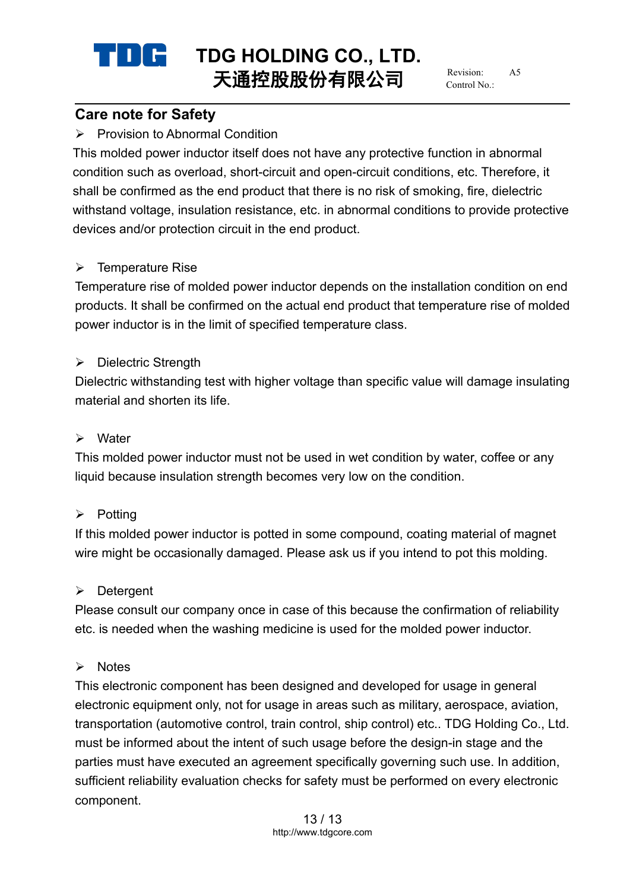## Care note for Safety

- Provision to Abnormal Condition

This molded power inductor itself does not have any protective function in abnormal condition such as overload, short-circuit and open-circuit conditions, etc. Therefore, it shall be confirmed as the end product that there is no risk of smoking, fire, dielectric withstand voltage, insulation resistance, etc. in abnormal conditions to provide protective devices and/or protection circuit in the end product.

- Temperature Rise

Temperature rise of molded power inductor depends on the installation condition on end products. It shall be confirmed on the actual end product that temperature rise of molded power inductor is in the limit of specified temperature class.

- Dielectric Strength

Dielectric withstanding test with higher voltage than specific value will damage insulating material and shorten its life.

- Water

This molded power inductor must not be used in wet condition by water, coffee or any liquid because insulation strength becomes very low on the condition.

- Potting

If this molded power inductor is potted in some compound, coating material of magnet wire might be occasionally damaged. Please ask us if you intend to pot this molding.

- Detergent

Please consult our company once in case of this because the confirmation of reliability etc. is needed when the washing medicine is used for the molded power inductor.

- Notes

This electronic component has been designed and developed for usage in general electronic equipment only, not for usage in areas such as military, aerospace, aviation, transportation (automotive control, train control, ship control) etc.. TDG Holding Co., Ltd. must be informed about the intent of such usage before the design-in stage and the parties must have executed an agreement specifically governing such use. In addition, sufficient reliability evaluation checks for safety must be performed on every electronic component.